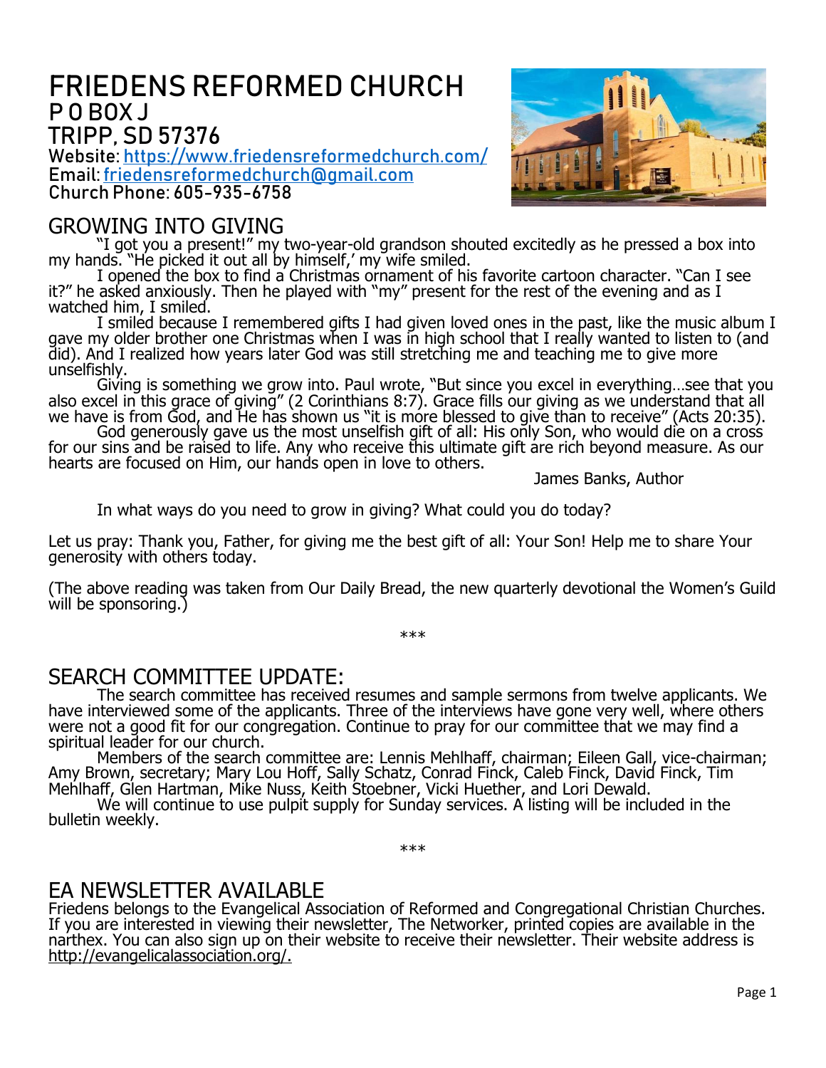# FRIEDENS REFORMED CHURCH
## P O BOX J
## TRIPP, SD 57376

**Website: https://www.friedensreformedchurch.com/**
**Email: friedensreformedchurch@gmail.com**
**Church Phone: 605-935-6758**

## GROWING INTO GIVING

"I got you a present!" my two-year-old grandson shouted excitedly as he pressed a box into my hands. "He picked it out all by himself,' my wife smiled.

I opened the box to find a Christmas ornament of his favorite cartoon character. "Can I see it?" he asked anxiously. Then he played with "my" present for the rest of the evening and as I watched him, I smiled.

I smiled because I remembered gifts I had given loved ones in the past, like the music album I gave my older brother one Christmas when I was in high school that I really wanted to listen to (and did). And I realized how years later God was still stretching me and teaching me to give more unselfishly.

Giving is something we grow into. Paul wrote, "But since you excel in everything…see that you also excel in this grace of giving" (2 Corinthians 8:7). Grace fills our giving as we understand that all we have is from God, and He has shown us "it is more blessed to give than to receive" (Acts 20:35).

God generously gave us the most unselfish gift of all: His only Son, who would die on a cross for our sins and be raised to life. Any who receive this ultimate gift are rich beyond measure. As our hearts are focused on Him, our hands open in love to others.

James Banks, Author

In what ways do you need to grow in giving? What could you do today?

Let us pray: Thank you, Father, for giving me the best gift of all: Your Son! Help me to share Your generosity with others today.

(The above reading was taken from Our Daily Bread, the new quarterly devotional the Women's Guild will be sponsoring.)

\*\*\*

## SEARCH COMMITTEE UPDATE:

The search committee has received resumes and sample sermons from twelve applicants. We have interviewed some of the applicants. Three of the interviews have gone very well, where others were not a good fit for our congregation. Continue to pray for our committee that we may find a spiritual leader for our church.

Members of the search committee are: Lennis Mehlhaff, chairman; Eileen Gall, vice-chairman; Amy Brown, secretary; Mary Lou Hoff, Sally Schatz, Conrad Finck, Caleb Finck, David Finck, Tim Mehlhaff, Glen Hartman, Mike Nuss, Keith Stoebner, Vicki Huether, and Lori Dewald.

We will continue to use pulpit supply for Sunday services. A listing will be included in the bulletin weekly.

\*\*\*

## EA NEWSLETTER AVAILABLE

Friedens belongs to the Evangelical Association of Reformed and Congregational Christian Churches. If you are interested in viewing their newsletter, The Networker, printed copies are available in the narthex. You can also sign up on their website to receive their newsletter. Their website address is http://evangelicalassociation.org/.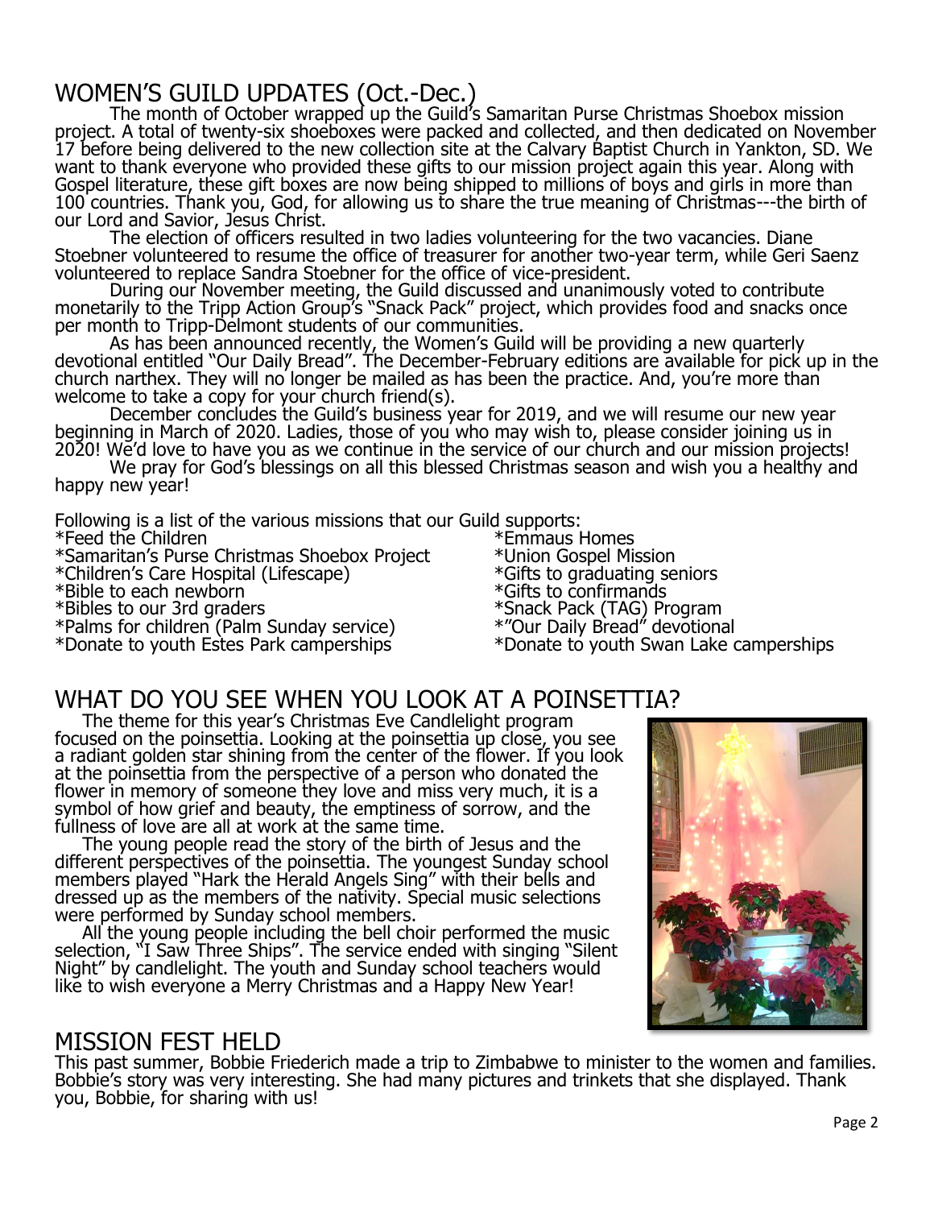## WOMEN'S GUILD UPDATES (Oct.-Dec.)

The month of October wrapped up the Guild's Samaritan Purse Christmas Shoebox mission project. A total of twenty-six shoeboxes were packed and collected, and then dedicated on November 17 before being delivered to the new collection site at the Calvary Baptist Church in Yankton, SD. We want to thank everyone who provided these gifts to our mission project again this year. Along with Gospel literature, these gift boxes are now being shipped to millions of boys and girls in more than 100 countries. Thank you, God, for allowing us to share the true meaning of Christmas---the birth of our Lord and Savior, Jesus Christ.

The election of officers resulted in two ladies volunteering for the two vacancies. Diane Stoebner volunteered to resume the office of treasurer for another two-year term, while Geri Saenz volunteered to replace Sandra Stoebner for the office of vice-president.

During our November meeting, the Guild discussed and unanimously voted to contribute monetarily to the Tripp Action Group's "Snack Pack" project, which provides food and snacks once per month to Tripp-Delmont students of our communities.

As has been announced recently, the Women's Guild will be providing a new quarterly devotional entitled "Our Daily Bread". The December-February editions are available for pick up in the church narthex. They will no longer be mailed as has been the practice. And, you're more than welcome to take a copy for your church friend(s).

December concludes the Guild's business year for 2019, and we will resume our new year beginning in March of 2020. Ladies, those of you who may wish to, please consider joining us in 2020! We'd love to have you as we continue in the service of our church and our mission projects!

We pray for God's blessings on all this blessed Christmas season and wish you a healthy and happy new year!

Following is a list of the various missions that our Guild supports:

*Feed the Children
*Samaritan's Purse Christmas Shoebox Project
*Children's Care Hospital (Lifescape)
*Bible to each newborn
*Bibles to our 3rd graders
*Palms for children (Palm Sunday service)
*Donate to youth Estes Park camperships
*Emmaus Homes
*Union Gospel Mission
*Gifts to graduating seniors
*Gifts to confirmands
*Snack Pack (TAG) Program
*"Our Daily Bread" devotional
*Donate to youth Swan Lake camperships

## WHAT DO YOU SEE WHEN YOU LOOK AT A POINSETTIA?

The theme for this year's Christmas Eve Candlelight program focused on the poinsettia. Looking at the poinsettia up close, you see a radiant golden star shining from the center of the flower. If you look at the poinsettia from the perspective of a person who donated the flower in memory of someone they love and miss very much, it is a symbol of how grief and beauty, the emptiness of sorrow, and the fullness of love are all at work at the same time.

The young people read the story of the birth of Jesus and the different perspectives of the poinsettia. The youngest Sunday school members played "Hark the Herald Angels Sing" with their bells and dressed up as the members of the nativity. Special music selections were performed by Sunday school members.

All the young people including the bell choir performed the music selection, "I Saw Three Ships". The service ended with singing "Silent Night" by candlelight. The youth and Sunday school teachers would like to wish everyone a Merry Christmas and a Happy New Year!

## MISSION FEST HELD

This past summer, Bobbie Friederich made a trip to Zimbabwe to minister to the women and families. Bobbie's story was very interesting. She had many pictures and trinkets that she displayed. Thank you, Bobbie, for sharing with us!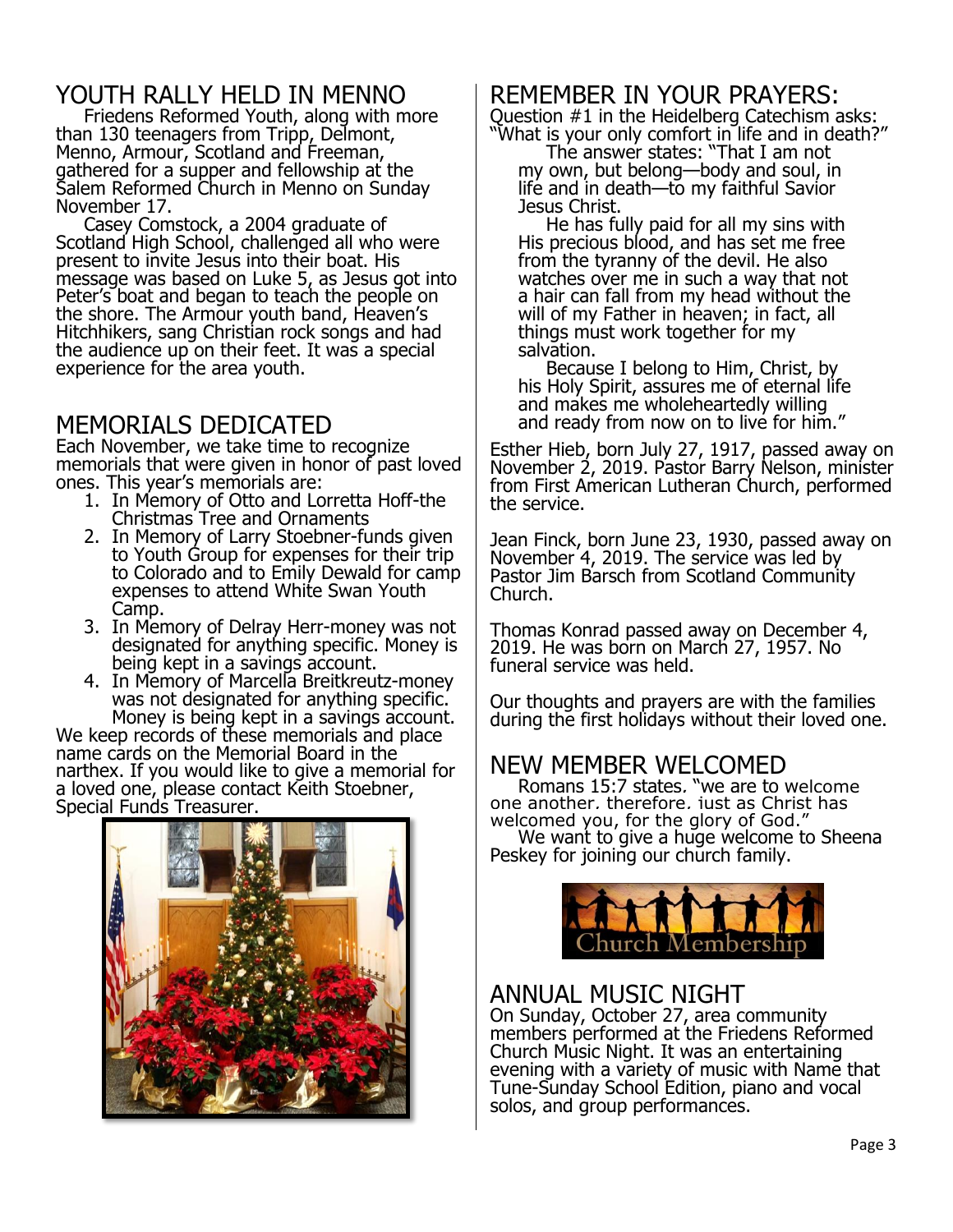## YOUTH RALLY HELD IN MENNO

Friedens Reformed Youth, along with more than 130 teenagers from Tripp, Delmont, Menno, Armour, Scotland and Freeman, gathered for a supper and fellowship at the Salem Reformed Church in Menno on Sunday November 17.

Casey Comstock, a 2004 graduate of Scotland High School, challenged all who were present to invite Jesus into their boat. His message was based on Luke 5, as Jesus got into Peter's boat and began to teach the people on the shore. The Armour youth band, Heaven's Hitchhikers, sang Christian rock songs and had the audience up on their feet. It was a special experience for the area youth.

## MEMORIALS DEDICATED

Each November, we take time to recognize memorials that were given in honor of past loved ones. This year's memorials are:

1. In Memory of Otto and Lorretta Hoff-the Christmas Tree and Ornaments
2. In Memory of Larry Stoebner-funds given to Youth Group for expenses for their trip to Colorado and to Emily Dewald for camp expenses to attend White Swan Youth Camp.
3. In Memory of Delray Herr-money was not designated for anything specific. Money is being kept in a savings account.
4. In Memory of Marcella Breitkreutz-money was not designated for anything specific. Money is being kept in a savings account.

We keep records of these memorials and place name cards on the Memorial Board in the narthex. If you would like to give a memorial for a loved one, please contact Keith Stoebner, Special Funds Treasurer.

## REMEMBER IN YOUR PRAYERS:

Question #1 in the Heidelberg Catechism asks: "What is your only comfort in life and in death?"

The answer states: "That I am not my own, but belong—body and soul, in life and in death—to my faithful Savior Jesus Christ.

He has fully paid for all my sins with His precious blood, and has set me free from the tyranny of the devil. He also watches over me in such a way that not a hair can fall from my head without the will of my Father in heaven; in fact, all things must work together for my salvation.

Because I belong to Him, Christ, by his Holy Spirit, assures me of eternal life and makes me wholeheartedly willing and ready from now on to live for him."

Esther Hieb, born July 27, 1917, passed away on November 2, 2019. Pastor Barry Nelson, minister from First American Lutheran Church, performed the service.

Jean Finck, born June 23, 1930, passed away on November 4, 2019. The service was led by Pastor Jim Barsch from Scotland Community Church.

Thomas Konrad passed away on December 4, 2019. He was born on March 27, 1957. No funeral service was held.

Our thoughts and prayers are with the families during the first holidays without their loved one.

## NEW MEMBER WELCOMED

Romans 15:7 states. "we are to welcome one another. therefore. just as Christ has welcomed you, for the glory of God."

We want to give a huge welcome to Sheena Peskey for joining our church family.

## ANNUAL MUSIC NIGHT

On Sunday, October 27, area community members performed at the Friedens Reformed Church Music Night. It was an entertaining evening with a variety of music with Name that Tune-Sunday School Edition, piano and vocal solos, and group performances.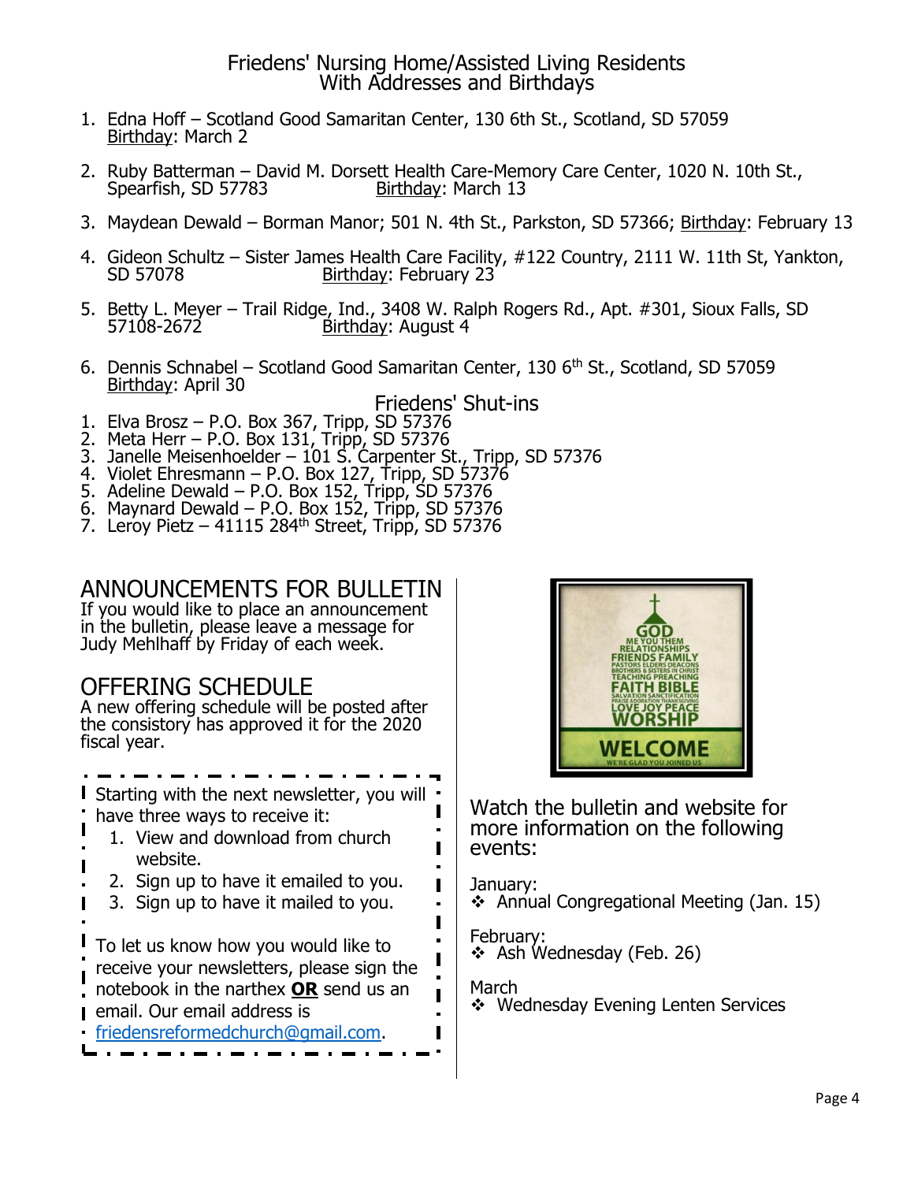## Friedens' Nursing Home/Assisted Living Residents With Addresses and Birthdays

1. Edna Hoff – Scotland Good Samaritan Center, 130 6th St., Scotland, SD 57059
   Birthday: March 2
2. Ruby Batterman – David M. Dorsett Health Care-Memory Care Center, 1020 N. 10th St., Spearfish, SD 57783 Birthday: March 13
3. Maydean Dewald – Borman Manor; 501 N. 4th St., Parkston, SD 57366; Birthday: February 13
4. Gideon Schultz – Sister James Health Care Facility, #122 Country, 2111 W. 11th St, Yankton, SD 57078 Birthday: February 23
5. Betty L. Meyer – Trail Ridge, Ind., 3408 W. Ralph Rogers Rd., Apt. #301, Sioux Falls, SD 57108-2672 Birthday: August 4
6. Dennis Schnabel – Scotland Good Samaritan Center, 130 6th St., Scotland, SD 57059
   Birthday: April 30

## Friedens' Shut-ins

1. Elva Brosz – P.O. Box 367, Tripp, SD 57376
2. Meta Herr – P.O. Box 131, Tripp, SD 57376
3. Janelle Meisenhoelder – 101 S. Carpenter St., Tripp, SD 57376
4. Violet Ehresmann – P.O. Box 127, Tripp, SD 57376
5. Adeline Dewald – P.O. Box 152, Tripp, SD 57376
6. Maynard Dewald – P.O. Box 152, Tripp, SD 57376
7. Leroy Pietz – 41115 284th Street, Tripp, SD 57376

## ANNOUNCEMENTS FOR BULLETIN

If you would like to place an announcement in the bulletin, please leave a message for Judy Mehlhaff by Friday of each week.

## OFFERING SCHEDULE

A new offering schedule will be posted after the consistory has approved it for the 2020 fiscal year.

Starting with the next newsletter, you will have three ways to receive it:

1. View and download from church website.
2. Sign up to have it emailed to you.
3. Sign up to have it mailed to you.

To let us know how you would like to receive your newsletters, please sign the notebook in the narthex **OR** send us an email. Our email address is friedensreformedchurch@gmail.com.

GOD
ME YOU THEM
RELATIONSHIPS
FRIENDS FAMILY
PASTORS ELDERS DEACONS
BROTHERS & SISTERS IN CHRIST
TEACHING PREACHING
FAITH BIBLE
SALVATION SANCTIFICATION
PRAISE ADORATION THANKSGIVING
LOVE JOY PEACE
WORSHIP
WELCOME
WE'RE GLAD YOU JOINED US

Watch the bulletin and website for more information on the following events:

January:
- Annual Congregational Meeting (Jan. 15)

February:
- Ash Wednesday (Feb. 26)

March
- Wednesday Evening Lenten Services